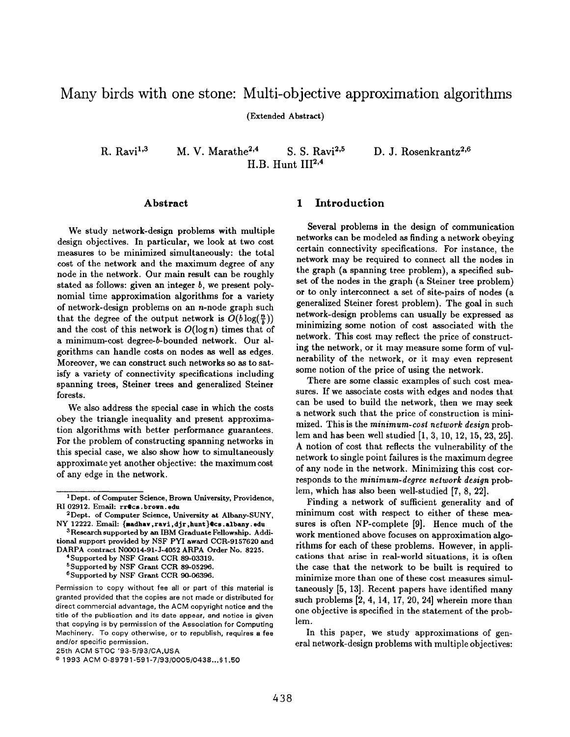# Many birds with one stone: Multi-objective approximation algorithms

(Extended Abstract)

R. Ravi[1,3] M. V. Marathe[2,4] S. S. Ravi[2,5] D. J. Rosenkrantz[2,6] H.B. Hunt III[2,4]

## Abstract

We study network-design problems with multiple design objectives. In particular, we look at two cost measures to be minimized simultaneously: the total cost of the network and the maximum degree of any node in the network. Our main result can be roughly stated as follows: given an integer $b$, we present polynomial time approximation algorithms for a variety of network-design problems on an $n$-node graph such that the degree of the output network is $O(b \log(\frac{n}{b}))$ and the cost of this network is $O(\log n)$ times that of a minimum-cost degree-$b$-bounded network. Our algorithms can handle costs on nodes as well as edges. Moreover, we can construct such networks so as to satisfy a variety of connectivity specifications including spanning trees, Steiner trees and generalized Steiner forests.

We also address the special case in which the costs obey the triangle inequality and present approximation algorithms with better performance guarantees. For the problem of constructing spanning networks in this special case, we also show how to simultaneously approximate yet another objective: the maximum cost of any edge in the network.

[1] Dept. of Computer Science, Brown University, Providence, RI 02912. Email: rr@cs.brown.edu

[2] Dept. of Computer Science, University at Albany-SUNY, NY 12222. Email: {madhav,ravi,djr,hunt}@cs.albany.edu

[3] Research supported by an IBM Graduate Fellowship. Additional support provided by NSF PYI award CCR-9157620 and DARPA contract N00014-91-J-4052 ARPA Order No. 8225.

[4] Supported by NSF Grant CCR 89-03319.

[5] Supported by NSF Grant CCR 89-05296.

[6] Supported by NSF Grant CCR 90-06396.

Permission to copy without fee all or part of this material is granted provided that the copies are not made or distributed for direct commercial advantage, the ACM copyright notice and the title of the publication and its date appear, and notice is given that copying is by permission of the Association for Computing Machinery. To copy otherwise, or to republish, requires a fee and/or specific permission.

25th ACM STOC '93-5/93/CA,USA

© 1993 ACM 0-89791-591-7/93/0005/0438...$1.50

## 1 Introduction

Several problems in the design of communication networks can be modeled as finding a network obeying certain connectivity specifications. For instance, the network may be required to connect all the nodes in the graph (a spanning tree problem), a specified subset of the nodes in the graph (a Steiner tree problem) or to only interconnect a set of site-pairs of nodes (a generalized Steiner forest problem). The goal in such network-design problems can usually be expressed as minimizing some notion of cost associated with the network. This cost may reflect the price of constructing the network, or it may measure some form of vulnerability of the network, or it may even represent some notion of the price of using the network.

There are some classic examples of such cost measures. If we associate costs with edges and nodes that can be used to build the network, then we may seek a network such that the price of construction is minimized. This is the *minimum-cost network design* problem and has been well studied [1, 3, 10, 12, 15, 23, 25]. A notion of cost that reflects the vulnerability of the network to single point failures is the maximum degree of any node in the network. Minimizing this cost corresponds to the *minimum-degree network design* problem, which has also been well-studied [7, 8, 22].

Finding a network of sufficient generality and of minimum cost with respect to either of these measures is often NP-complete [9]. Hence much of the work mentioned above focuses on approximation algorithms for each of these problems. However, in applications that arise in real-world situations, it is often the case that the network to be built is required to minimize more than one of these cost measures simultaneously [5, 13]. Recent papers have identified many such problems [2, 4, 14, 17, 20, 24] wherein more than one objective is specified in the statement of the problem.

In this paper, we study approximations of general network-design problems with multiple objectives: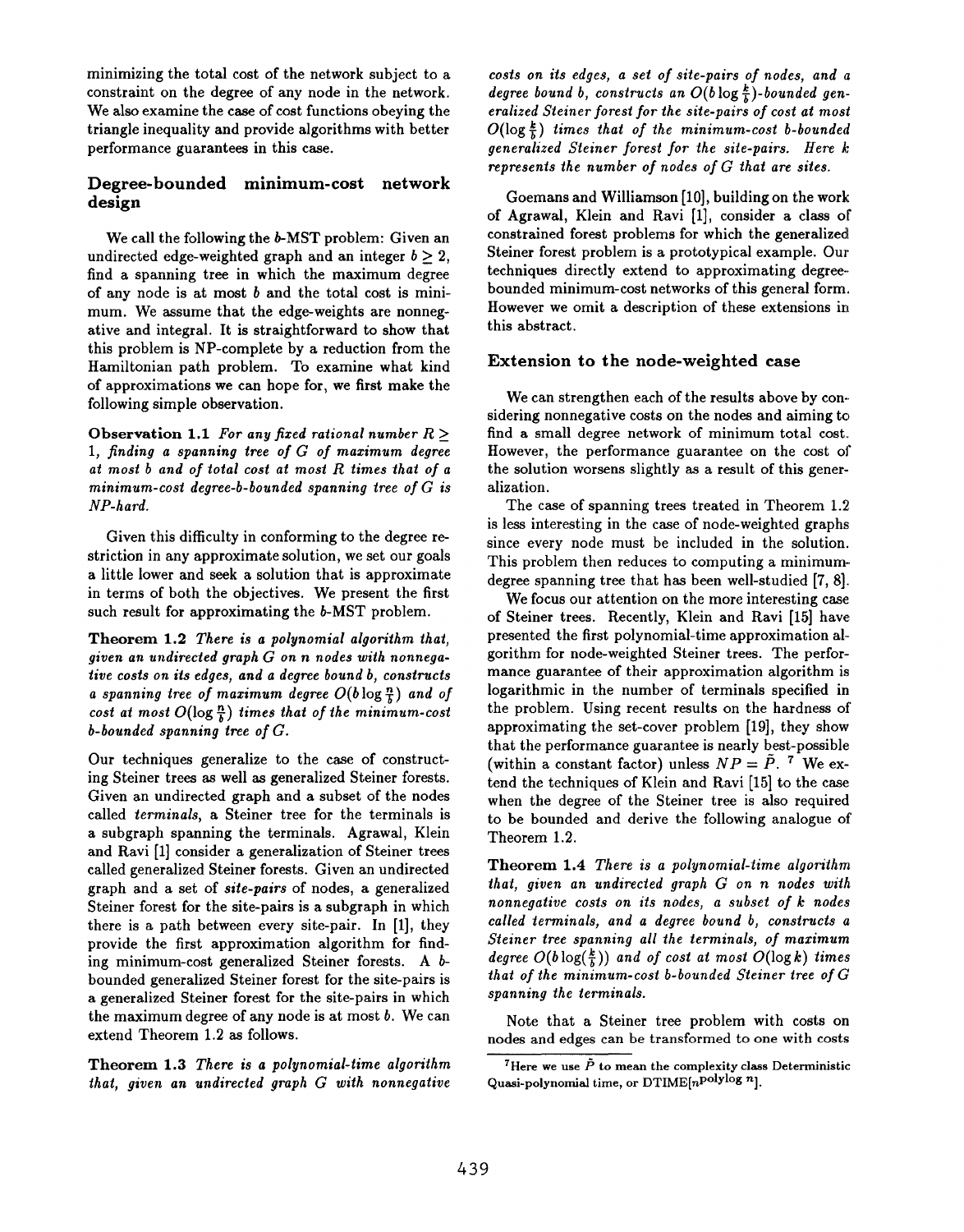minimizing the total cost of the network subject to a constraint on the degree of any node in the network. We also examine the case of cost functions obeying the triangle inequality and provide algorithms with better performance guarantees in this case.

### Degree-bounded minimum-cost network design

We call the following the $b$-MST problem: Given an undirected edge-weighted graph and an integer $b \geq 2$, find a spanning tree in which the maximum degree of any node is at most $b$ and the total cost is minimum. We assume that the edge-weights are nonnegative and integral. It is straightforward to show that this problem is NP-complete by a reduction from the Hamiltonian path problem. To examine what kind of approximations we can hope for, we first make the following simple observation.

**Observation 1.1** *For any fixed rational number $R \geq 1$, finding a spanning tree of $G$ of maximum degree at most $b$ and of total cost at most $R$ times that of a minimum-cost degree-$b$-bounded spanning tree of $G$ is NP-hard.*

Given this difficulty in conforming to the degree restriction in any approximate solution, we set our goals a little lower and seek a solution that is approximate in terms of both the objectives. We present the first such result for approximating the $b$-MST problem.

**Theorem 1.2** *There is a polynomial algorithm that, given an undirected graph $G$ on $n$ nodes with nonnegative costs on its edges, and a degree bound $b$, constructs a spanning tree of maximum degree $O(b \log \frac{n}{b})$ and of cost at most $O(\log \frac{n}{b})$ times that of the minimum-cost $b$-bounded spanning tree of $G$.*

Our techniques generalize to the case of constructing Steiner trees as well as generalized Steiner forests. Given an undirected graph and a subset of the nodes called *terminals*, a Steiner tree for the terminals is a subgraph spanning the terminals. Agrawal, Klein and Ravi [1] consider a generalization of Steiner trees called generalized Steiner forests. Given an undirected graph and a set of *site-pairs* of nodes, a generalized Steiner forest for the site-pairs is a subgraph in which there is a path between every site-pair. In [1], they provide the first approximation algorithm for finding minimum-cost generalized Steiner forests. A $b$-bounded generalized Steiner forest for the site-pairs is a generalized Steiner forest for the site-pairs in which the maximum degree of any node is at most $b$. We can extend Theorem 1.2 as follows.

**Theorem 1.3** *There is a polynomial-time algorithm that, given an undirected graph $G$ with nonnegative costs on its edges, a set of site-pairs of nodes, and a degree bound $b$, constructs an $O(b \log \frac{k}{b})$-bounded generalized Steiner forest for the site-pairs of cost at most $O(\log \frac{k}{b})$ times that of the minimum-cost $b$-bounded generalized Steiner forest for the site-pairs. Here $k$ represents the number of nodes of $G$ that are sites.*

Goemans and Williamson [10], building on the work of Agrawal, Klein and Ravi [1], consider a class of constrained forest problems for which the generalized Steiner forest problem is a prototypical example. Our techniques directly extend to approximating degree-bounded minimum-cost networks of this general form. However we omit a description of these extensions in this abstract.

### Extension to the node-weighted case

We can strengthen each of the results above by considering nonnegative costs on the nodes and aiming to find a small degree network of minimum total cost. However, the performance guarantee on the cost of the solution worsens slightly as a result of this generalization.

The case of spanning trees treated in Theorem 1.2 is less interesting in the case of node-weighted graphs since every node must be included in the solution. This problem then reduces to computing a minimum-degree spanning tree that has been well-studied [7, 8].

We focus our attention on the more interesting case of Steiner trees. Recently, Klein and Ravi [15] have presented the first polynomial-time approximation algorithm for node-weighted Steiner trees. The performance guarantee of their approximation algorithm is logarithmic in the number of terminals specified in the problem. Using recent results on the hardness of approximating the set-cover problem [19], they show that the performance guarantee is nearly best-possible (within a constant factor) unless $NP = \tilde{P}$. [7] We extend the techniques of Klein and Ravi [15] to the case when the degree of the Steiner tree is also required to be bounded and derive the following analogue of Theorem 1.2.

**Theorem 1.4** *There is a polynomial-time algorithm that, given an undirected graph $G$ on $n$ nodes with nonnegative costs on its nodes, a subset of $k$ nodes called terminals, and a degree bound $b$, constructs a Steiner tree spanning all the terminals, of maximum degree $O(b \log(\frac{k}{b}))$ and of cost at most $O(\log k)$ times that of the minimum-cost $b$-bounded Steiner tree of $G$ spanning the terminals.*

Note that a Steiner tree problem with costs on nodes and edges can be transformed to one with costs

[7] Here we use $\tilde{P}$ to mean the complexity class Deterministic Quasi-polynomial time, or DTIME$[n^{\text{polylog } n}]$.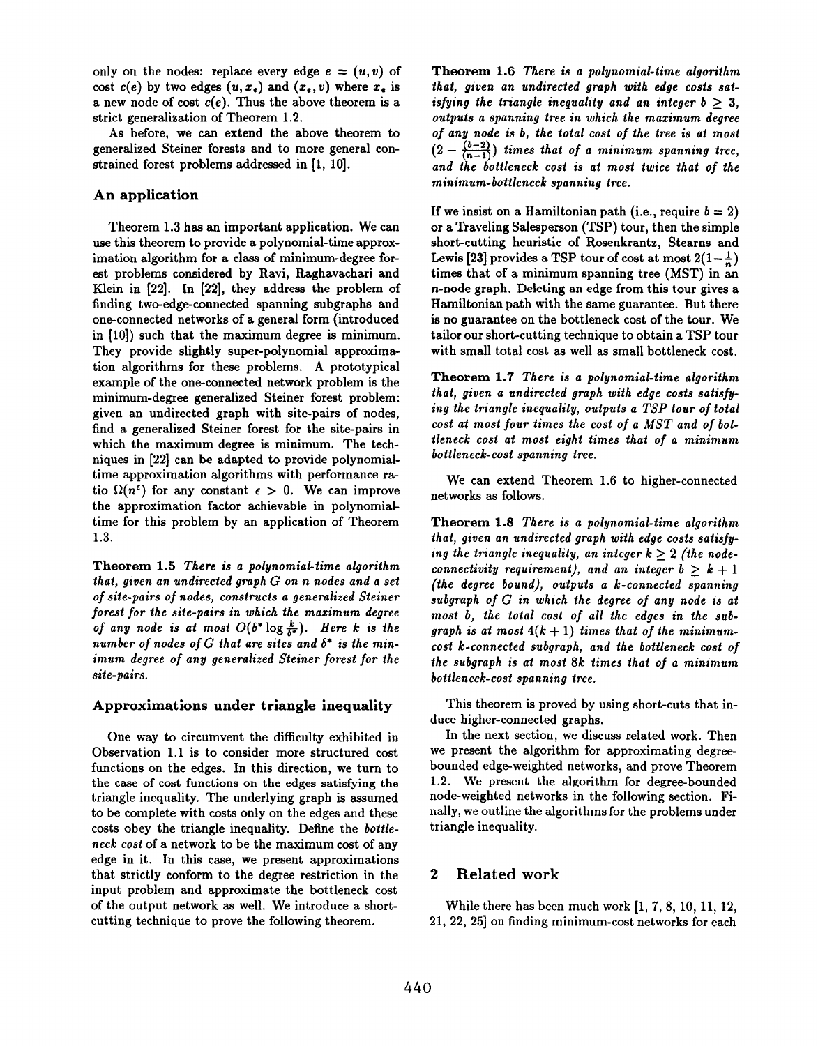only on the nodes: replace every edge $e = (u, v)$ of cost $c(e)$ by two edges $(u, x_e)$ and $(x_e, v)$ where $x_e$ is a new node of cost $c(e)$. Thus the above theorem is a strict generalization of Theorem 1.2.

As before, we can extend the above theorem to generalized Steiner forests and to more general constrained forest problems addressed in [1, 10].

### An application

Theorem 1.3 has an important application. We can use this theorem to provide a polynomial-time approximation algorithm for a class of minimum-degree forest problems considered by Ravi, Raghavachari and Klein in [22]. In [22], they address the problem of finding two-edge-connected spanning subgraphs and one-connected networks of a general form (introduced in [10]) such that the maximum degree is minimum. They provide slightly super-polynomial approximation algorithms for these problems. A prototypical example of the one-connected network problem is the minimum-degree generalized Steiner forest problem: given an undirected graph with site-pairs of nodes, find a generalized Steiner forest for the site-pairs in which the maximum degree is minimum. The techniques in [22] can be adapted to provide polynomial-time approximation algorithms with performance ratio $\Omega(n^\epsilon)$ for any constant $\epsilon > 0$. We can improve the approximation factor achievable in polynomial-time for this problem by an application of Theorem 1.3.

**Theorem 1.5** *There is a polynomial-time algorithm that, given an undirected graph $G$ on $n$ nodes and a set of site-pairs of nodes, constructs a generalized Steiner forest for the site-pairs in which the maximum degree of any node is at most $O(\delta^* \log \frac{k}{\delta^*})$. Here $k$ is the number of nodes of $G$ that are sites and $\delta^*$ is the minimum degree of any generalized Steiner forest for the site-pairs.*

### Approximations under triangle inequality

One way to circumvent the difficulty exhibited in Observation 1.1 is to consider more structured cost functions on the edges. In this direction, we turn to the case of cost functions on the edges satisfying the triangle inequality. The underlying graph is assumed to be complete with costs only on the edges and these costs obey the triangle inequality. Define the *bottleneck cost* of a network to be the maximum cost of any edge in it. In this case, we present approximations that strictly conform to the degree restriction in the input problem and approximate the bottleneck cost of the output network as well. We introduce a short-cutting technique to prove the following theorem.

**Theorem 1.6** *There is a polynomial-time algorithm that, given an undirected graph with edge costs satisfying the triangle inequality and an integer $b \geq 3$, outputs a spanning tree in which the maximum degree of any node is $b$, the total cost of the tree is at most $(2 - \frac{(b-2)}{(n-1)})$ times that of a minimum spanning tree, and the bottleneck cost is at most twice that of the minimum-bottleneck spanning tree.*

If we insist on a Hamiltonian path (i.e., require $b = 2$) or a Traveling Salesperson (TSP) tour, then the simple short-cutting heuristic of Rosenkrantz, Stearns and Lewis [23] provides a TSP tour of cost at most $2(1 - \frac{1}{n})$ times that of a minimum spanning tree (MST) in an $n$-node graph. Deleting an edge from this tour gives a Hamiltonian path with the same guarantee. But there is no guarantee on the bottleneck cost of the tour. We tailor our short-cutting technique to obtain a TSP tour with small total cost as well as small bottleneck cost.

**Theorem 1.7** *There is a polynomial-time algorithm that, given a undirected graph with edge costs satisfying the triangle inequality, outputs a TSP tour of total cost at most four times the cost of a MST and of bottleneck cost at most eight times that of a minimum bottleneck-cost spanning tree.*

We can extend Theorem 1.6 to higher-connected networks as follows.

**Theorem 1.8** *There is a polynomial-time algorithm that, given an undirected graph with edge costs satisfying the triangle inequality, an integer $k \geq 2$ (the node-connectivity requirement), and an integer $b \geq k + 1$ (the degree bound), outputs a $k$-connected spanning subgraph of $G$ in which the degree of any node is at most $b$, the total cost of all the edges in the subgraph is at most $4(k + 1)$ times that of the minimum-cost $k$-connected subgraph, and the bottleneck cost of the subgraph is at most $8k$ times that of a minimum bottleneck-cost spanning tree.*

This theorem is proved by using short-cuts that induce higher-connected graphs.

In the next section, we discuss related work. Then we present the algorithm for approximating degree-bounded edge-weighted networks, and prove Theorem 1.2. We present the algorithm for degree-bounded node-weighted networks in the following section. Finally, we outline the algorithms for the problems under triangle inequality.

## 2 Related work

While there has been much work [1, 7, 8, 10, 11, 12, 21, 22, 25] on finding minimum-cost networks for each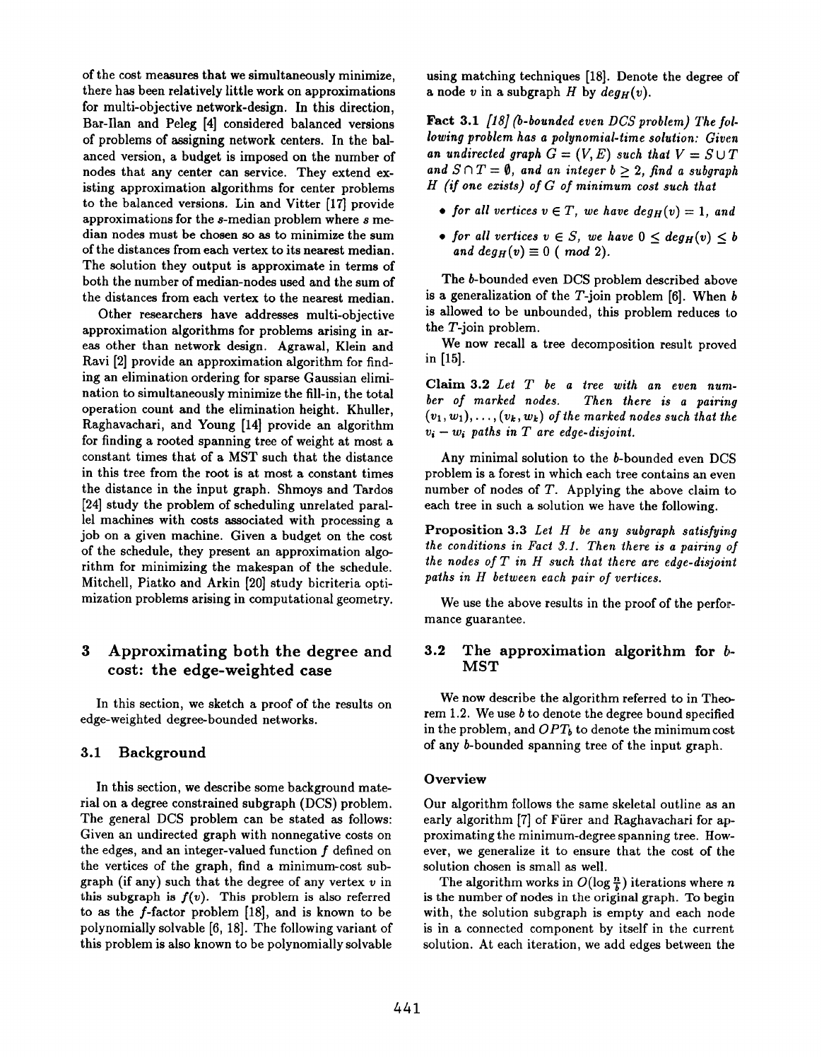of the cost measures that we simultaneously minimize, there has been relatively little work on approximations for multi-objective network-design. In this direction, Bar-Ilan and Peleg [4] considered balanced versions of problems of assigning network centers. In the balanced version, a budget is imposed on the number of nodes that any center can service. They extend existing approximation algorithms for center problems to the balanced versions. Lin and Vitter [17] provide approximations for the $s$-median problem where $s$ median nodes must be chosen so as to minimize the sum of the distances from each vertex to its nearest median. The solution they output is approximate in terms of both the number of median-nodes used and the sum of the distances from each vertex to the nearest median.

Other researchers have addresses multi-objective approximation algorithms for problems arising in areas other than network design. Agrawal, Klein and Ravi [2] provide an approximation algorithm for finding an elimination ordering for sparse Gaussian elimination to simultaneously minimize the fill-in, the total operation count and the elimination height. Khuller, Raghavachari, and Young [14] provide an algorithm for finding a rooted spanning tree of weight at most a constant times that of a MST such that the distance in this tree from the root is at most a constant times the distance in the input graph. Shmoys and Tardos [24] study the problem of scheduling unrelated parallel machines with costs associated with processing a job on a given machine. Given a budget on the cost of the schedule, they present an approximation algorithm for minimizing the makespan of the schedule. Mitchell, Piatko and Arkin [20] study bicriteria optimization problems arising in computational geometry.

# 3 Approximating both the degree and cost: the edge-weighted case

In this section, we sketch a proof of the results on edge-weighted degree-bounded networks.

## 3.1 Background

In this section, we describe some background material on a degree constrained subgraph (DCS) problem. The general DCS problem can be stated as follows: Given an undirected graph with nonnegative costs on the edges, and an integer-valued function $f$ defined on the vertices of the graph, find a minimum-cost subgraph (if any) such that the degree of any vertex $v$ in this subgraph is $f(v)$. This problem is also referred to as the $f$-factor problem [18], and is known to be polynomially solvable [6, 18]. The following variant of this problem is also known to be polynomially solvable using matching techniques [18]. Denote the degree of a node $v$ in a subgraph $H$ by $deg_H(v)$.

**Fact 3.1** *[18] (b-bounded even DCS problem) The following problem has a polynomial-time solution: Given an undirected graph $G = (V, E)$ such that $V = S \cup T$ and $S \cap T = \emptyset$, and an integer $b \geq 2$, find a subgraph $H$ (if one exists) of $G$ of minimum cost such that*

- *for all vertices $v \in T$, we have $deg_H(v) = 1$, and*
- *for all vertices $v \in S$, we have $0 \leq deg_H(v) \leq b$ and $deg_H(v) \equiv 0 \pmod 2$.*

The $b$-bounded even DCS problem described above is a generalization of the $T$-join problem [6]. When $b$ is allowed to be unbounded, this problem reduces to the $T$-join problem.

We now recall a tree decomposition result proved in [15].

**Claim 3.2** *Let $T$ be a tree with an even number of marked nodes. Then there is a pairing $(v_1, w_1), \ldots, (v_k, w_k)$ of the marked nodes such that the $v_i - w_i$ paths in $T$ are edge-disjoint.*

Any minimal solution to the $b$-bounded even DCS problem is a forest in which each tree contains an even number of nodes of $T$. Applying the above claim to each tree in such a solution we have the following.

**Proposition 3.3** *Let $H$ be any subgraph satisfying the conditions in Fact 3.1. Then there is a pairing of the nodes of $T$ in $H$ such that there are edge-disjoint paths in $H$ between each pair of vertices.*

We use the above results in the proof of the performance guarantee.

## 3.2 The approximation algorithm for $b$-MST

We now describe the algorithm referred to in Theorem 1.2. We use $b$ to denote the degree bound specified in the problem, and $OPT_b$ to denote the minimum cost of any $b$-bounded spanning tree of the input graph.

### Overview

Our algorithm follows the same skeletal outline as an early algorithm [7] of Fürer and Raghavachari for approximating the minimum-degree spanning tree. However, we generalize it to ensure that the cost of the solution chosen is small as well.

The algorithm works in $O(\log \frac{n}{b})$ iterations where $n$ is the number of nodes in the original graph. To begin with, the solution subgraph is empty and each node is in a connected component by itself in the current solution. At each iteration, we add edges between the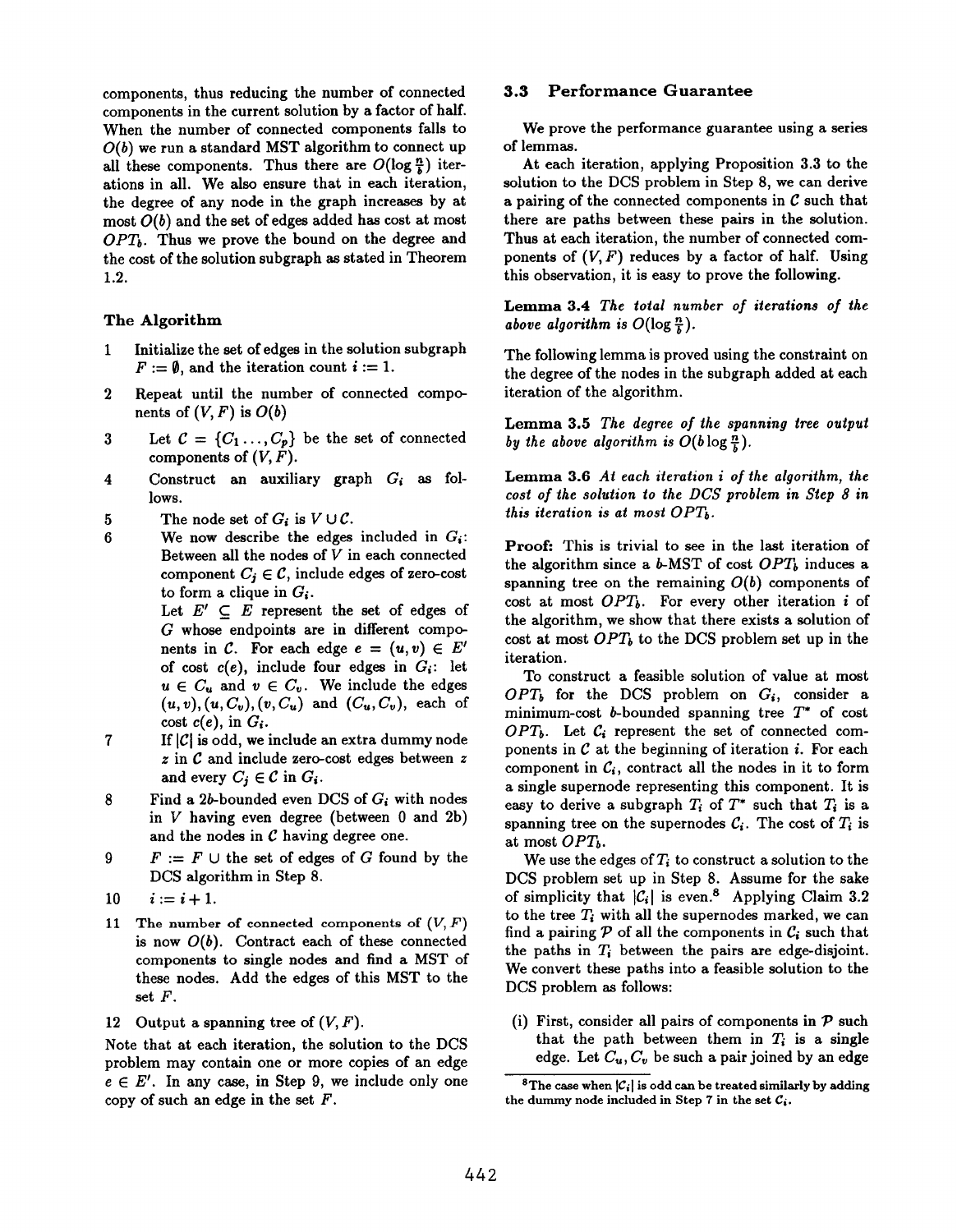components, thus reducing the number of connected components in the current solution by a factor of half. When the number of connected components falls to $O(b)$ we run a standard MST algorithm to connect up all these components. Thus there are $O(\log \frac{n}{b})$ iterations in all. We also ensure that in each iteration, the degree of any node in the graph increases by at most $O(b)$ and the set of edges added has cost at most $OPT_b$. Thus we prove the bound on the degree and the cost of the solution subgraph as stated in Theorem 1.2.

### The Algorithm

1. Initialize the set of edges in the solution subgraph $F := \emptyset$, and the iteration count $i := 1$.
2. Repeat until the number of connected components of $(V, F)$ is $O(b)$
3. Let $\mathcal{C} = \{C_1 \ldots, C_p\}$ be the set of connected components of $(V, F)$.
4. Construct an auxiliary graph $G_i$ as follows.
5. The node set of $G_i$ is $V \cup \mathcal{C}$.
6. We now describe the edges included in $G_i$: Between all the nodes of $V$ in each connected component $C_j \in \mathcal{C}$, include edges of zero-cost to form a clique in $G_i$.
   Let $E' \subseteq E$ represent the set of edges of $G$ whose endpoints are in different components in $\mathcal{C}$. For each edge $e = (u, v) \in E'$ of cost $c(e)$, include four edges in $G_i$: let $u \in C_u$ and $v \in C_v$. We include the edges $(u, v), (u, C_v), (v, C_u)$ and $(C_u, C_v)$, each of cost $c(e)$, in $G_i$.
7. If $|\mathcal{C}|$ is odd, we include an extra dummy node $z$ in $\mathcal{C}$ and include zero-cost edges between $z$ and every $C_j \in \mathcal{C}$ in $G_i$.
8. Find a $2b$-bounded even DCS of $G_i$ with nodes in $V$ having even degree (between 0 and $2b$) and the nodes in $\mathcal{C}$ having degree one.
9. $F := F \cup$ the set of edges of $G$ found by the DCS algorithm in Step 8.
10. $i := i + 1$.
11. The number of connected components of $(V, F)$ is now $O(b)$. Contract each of these connected components to single nodes and find a MST of these nodes. Add the edges of this MST to the set $F$.
12. Output a spanning tree of $(V, F)$.

Note that at each iteration, the solution to the DCS problem may contain one or more copies of an edge $e \in E'$. In any case, in Step 9, we include only one copy of such an edge in the set $F$.

### 3.3 Performance Guarantee

We prove the performance guarantee using a series of lemmas.

At each iteration, applying Proposition 3.3 to the solution to the DCS problem in Step 8, we can derive a pairing of the connected components in $\mathcal{C}$ such that there are paths between these pairs in the solution. Thus at each iteration, the number of connected components of $(V, F)$ reduces by a factor of half. Using this observation, it is easy to prove the following.

**Lemma 3.4** *The total number of iterations of the above algorithm is $O(\log \frac{n}{b})$.*

The following lemma is proved using the constraint on the degree of the nodes in the subgraph added at each iteration of the algorithm.

**Lemma 3.5** *The degree of the spanning tree output by the above algorithm is $O(b \log \frac{n}{b})$.*

**Lemma 3.6** *At each iteration $i$ of the algorithm, the cost of the solution to the DCS problem in Step 8 in this iteration is at most $OPT_b$.*

**Proof:** This is trivial to see in the last iteration of the algorithm since a $b$-MST of cost $OPT_b$ induces a spanning tree on the remaining $O(b)$ components of cost at most $OPT_b$. For every other iteration $i$ of the algorithm, we show that there exists a solution of cost at most $OPT_b$ to the DCS problem set up in the iteration.

To construct a feasible solution of value at most $OPT_b$ for the DCS problem on $G_i$, consider a minimum-cost $b$-bounded spanning tree $T^*$ of cost $OPT_b$. Let $\mathcal{C}_i$ represent the set of connected components in $\mathcal{C}$ at the beginning of iteration $i$. For each component in $\mathcal{C}_i$, contract all the nodes in it to form a single supernode representing this component. It is easy to derive a subgraph $T_i$ of $T^*$ such that $T_i$ is a spanning tree on the supernodes $\mathcal{C}_i$. The cost of $T_i$ is at most $OPT_b$.

We use the edges of $T_i$ to construct a solution to the DCS problem set up in Step 8. Assume for the sake of simplicity that $|\mathcal{C}_i|$ is even.[8] Applying Claim 3.2 to the tree $T_i$ with all the supernodes marked, we can find a pairing $\mathcal{P}$ of all the components in $\mathcal{C}_i$ such that the paths in $T_i$ between the pairs are edge-disjoint. We convert these paths into a feasible solution to the DCS problem as follows:

(i) First, consider all pairs of components in $\mathcal{P}$ such that the path between them in $T_i$ is a single edge. Let $C_u, C_v$ be such a pair joined by an edge

[8] The case when $|\mathcal{C}_i|$ is odd can be treated similarly by adding the dummy node included in Step 7 in the set $\mathcal{C}_i$.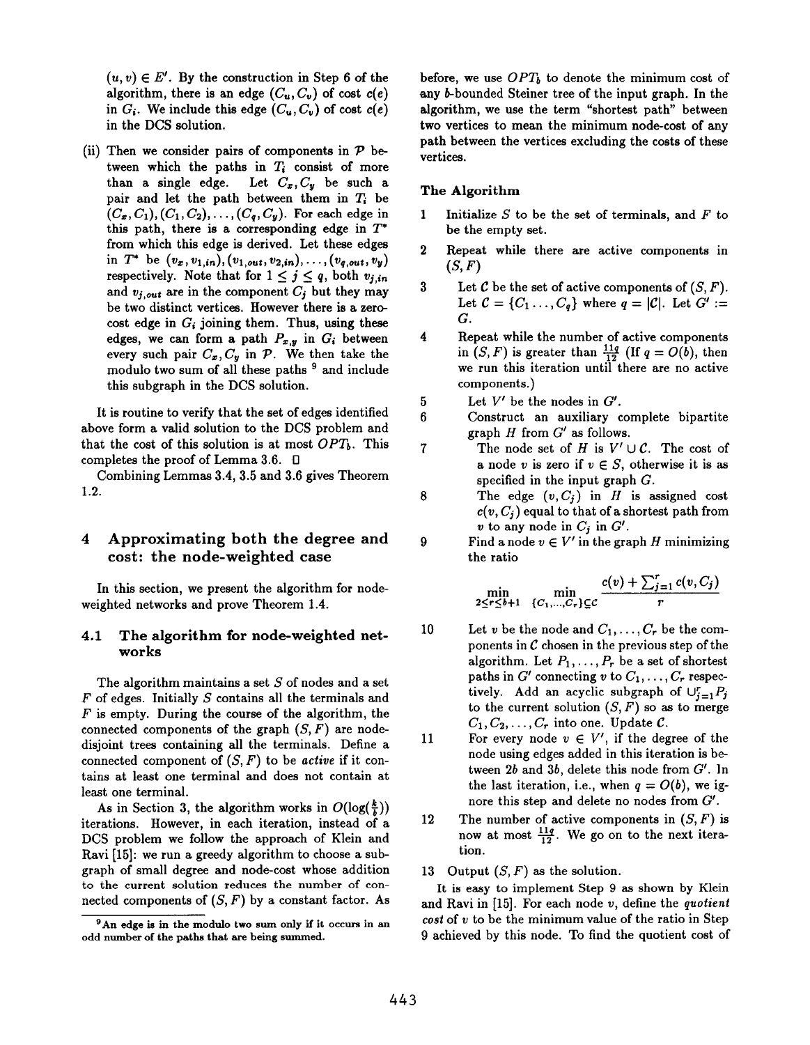$(u, v) \in E'$. By the construction in Step 6 of the algorithm, there is an edge $(C_u, C_v)$ of cost $c(e)$ in $G_i$. We include this edge $(C_u, C_v)$ of cost $c(e)$ in the DCS solution.

(ii) Then we consider pairs of components in $\mathcal{P}$ between which the paths in $T_i$ consist of more than a single edge. Let $C_x, C_y$ be such a pair and let the path between them in $T_i$ be $(C_x, C_1), (C_1, C_2), \ldots, (C_q, C_y)$. For each edge in this path, there is a corresponding edge in $T^*$ from which this edge is derived. Let these edges in $T^*$ be $(v_x, v_{1,in}), (v_{1,out}, v_{2,in}), \ldots, (v_{q,out}, v_y)$ respectively. Note that for $1 \leq j \leq q$, both $v_{j,in}$ and $v_{j,out}$ are in the component $C_j$ but they may be two distinct vertices. However there is a zero-cost edge in $G_i$ joining them. Thus, using these edges, we can form a path $P_{x,y}$ in $G_i$ between every such pair $C_x, C_y$ in $\mathcal{P}$. We then take the modulo two sum of all these paths [9] and include this subgraph in the DCS solution.

It is routine to verify that the set of edges identified above form a valid solution to the DCS problem and that the cost of this solution is at most $OPT_b$. This completes the proof of Lemma 3.6. □

Combining Lemmas 3.4, 3.5 and 3.6 gives Theorem 1.2.

## 4 Approximating both the degree and cost: the node-weighted case

In this section, we present the algorithm for node-weighted networks and prove Theorem 1.4.

### 4.1 The algorithm for node-weighted networks

The algorithm maintains a set $S$ of nodes and a set $F$ of edges. Initially $S$ contains all the terminals and $F$ is empty. During the course of the algorithm, the connected components of the graph $(S, F)$ are node-disjoint trees containing all the terminals. Define a connected component of $(S, F)$ to be *active* if it contains at least one terminal and does not contain at least one terminal.

As in Section 3, the algorithm works in $O(\log(\frac{k}{b}))$ iterations. However, in each iteration, instead of a DCS problem we follow the approach of Klein and Ravi [15]: we run a greedy algorithm to choose a subgraph of small degree and node-cost whose addition to the current solution reduces the number of connected components of $(S, F)$ by a constant factor. As before, we use $OPT_b$ to denote the minimum cost of any $b$-bounded Steiner tree of the input graph. In the algorithm, we use the term "shortest path" between two vertices to mean the minimum node-cost of any path between the vertices excluding the costs of these vertices.

#### The Algorithm

1. Initialize $S$ to be the set of terminals, and $F$ to be the empty set.
2. Repeat while there are active components in $(S, F)$
3. Let $\mathcal{C}$ be the set of active components of $(S, F)$. Let $\mathcal{C} = \{C_1 \ldots, C_q\}$ where $q = |\mathcal{C}|$. Let $G' := G$.
4. Repeat while the number of active components in $(S, F)$ is greater than $\frac{11q}{12}$ (If $q = O(b)$, then we run this iteration until there are no active components.)
5. Let $V'$ be the nodes in $G'$.
6. Construct an auxiliary complete bipartite graph $H$ from $G'$ as follows.
7. The node set of $H$ is $V' \cup \mathcal{C}$. The cost of a node $v$ is zero if $v \in S$, otherwise it is as specified in the input graph $G$.
8. The edge $(v, C_j)$ in $H$ is assigned cost $c(v, C_j)$ equal to that of a shortest path from $v$ to any node in $C_j$ in $G'$.
9. Find a node $v \in V'$ in the graph $H$ minimizing the ratio
$$\min_{2 \leq r \leq b+1} \min_{\{C_1,\ldots,C_r\} \subseteq \mathcal{C}} \frac{c(v) + \sum_{j=1}^{r} c(v, C_j)}{r}$$
10. Let $v$ be the node and $C_1, \ldots, C_r$ be the components in $\mathcal{C}$ chosen in the previous step of the algorithm. Let $P_1, \ldots, P_r$ be a set of shortest paths in $G'$ connecting $v$ to $C_1, \ldots, C_r$ respectively. Add an acyclic subgraph of $\cup_{j=1}^{r} P_j$ to the current solution $(S, F)$ so as to merge $C_1, C_2, \ldots, C_r$ into one. Update $\mathcal{C}$.
11. For every node $v \in V'$, if the degree of the node using edges added in this iteration is between $2b$ and $3b$, delete this node from $G'$. In the last iteration, i.e., when $q = O(b)$, we ignore this step and delete no nodes from $G'$.
12. The number of active components in $(S, F)$ is now at most $\frac{11q}{12}$. We go on to the next iteration.
13. Output $(S, F)$ as the solution.

It is easy to implement Step 9 as shown by Klein and Ravi in [15]. For each node $v$, define the *quotient cost* of $v$ to be the minimum value of the ratio in Step 9 achieved by this node. To find the quotient cost of

[9] An edge is in the modulo two sum only if it occurs in an odd number of the paths that are being summed.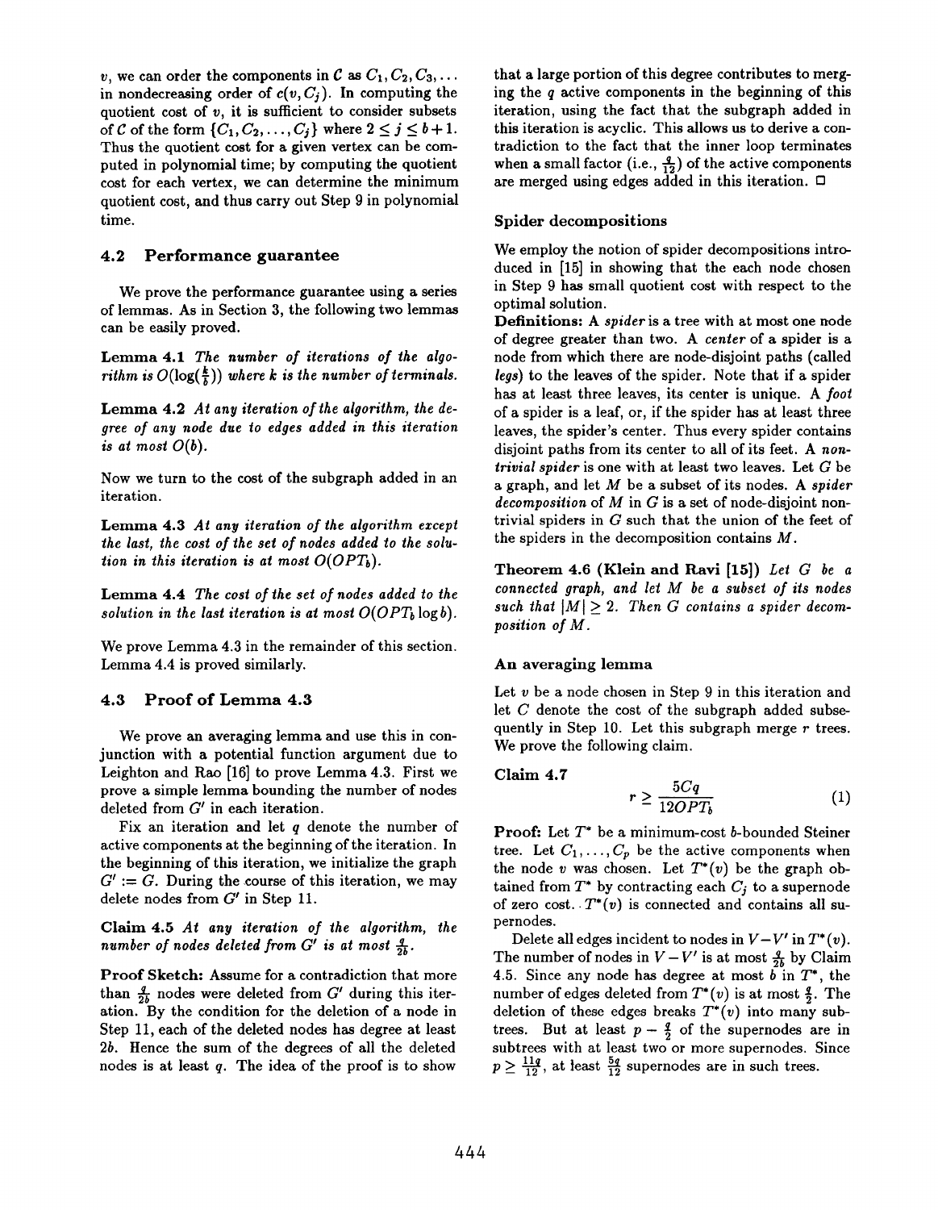$v$, we can order the components in $\mathcal{C}$ as $C_1, C_2, C_3, \ldots$ in nondecreasing order of $c(v, C_j)$. In computing the quotient cost of $v$, it is sufficient to consider subsets of $\mathcal{C}$ of the form $\{C_1, C_2, \ldots, C_j\}$ where $2 \leq j \leq b+1$. Thus the quotient cost for a given vertex can be computed in polynomial time; by computing the quotient cost for each vertex, we can determine the minimum quotient cost, and thus carry out Step 9 in polynomial time.

## 4.2 Performance guarantee

We prove the performance guarantee using a series of lemmas. As in Section 3, the following two lemmas can be easily proved.

**Lemma 4.1** *The number of iterations of the algorithm is $O(\log(\frac{k}{b}))$ where $k$ is the number of terminals.*

**Lemma 4.2** *At any iteration of the algorithm, the degree of any node due to edges added in this iteration is at most $O(b)$.*

Now we turn to the cost of the subgraph added in an iteration.

**Lemma 4.3** *At any iteration of the algorithm except the last, the cost of the set of nodes added to the solution in this iteration is at most $O(OPT_b)$.*

**Lemma 4.4** *The cost of the set of nodes added to the solution in the last iteration is at most $O(OPT_b \log b)$.*

We prove Lemma 4.3 in the remainder of this section. Lemma 4.4 is proved similarly.

## 4.3 Proof of Lemma 4.3

We prove an averaging lemma and use this in conjunction with a potential function argument due to Leighton and Rao [16] to prove Lemma 4.3. First we prove a simple lemma bounding the number of nodes deleted from $G'$ in each iteration.

Fix an iteration and let $q$ denote the number of active components at the beginning of the iteration. In the beginning of this iteration, we initialize the graph $G' := G$. During the course of this iteration, we may delete nodes from $G'$ in Step 11.

**Claim 4.5** *At any iteration of the algorithm, the number of nodes deleted from $G'$ is at most $\frac{q}{2b}$.*

**Proof Sketch:** Assume for a contradiction that more than $\frac{q}{2b}$ nodes were deleted from $G'$ during this iteration. By the condition for the deletion of a node in Step 11, each of the deleted nodes has degree at least $2b$. Hence the sum of the degrees of all the deleted nodes is at least $q$. The idea of the proof is to show that a large portion of this degree contributes to merging the $q$ active components in the beginning of this iteration, using the fact that the subgraph added in this iteration is acyclic. This allows us to derive a contradiction to the fact that the inner loop terminates when a small factor (i.e., $\frac{q}{12}$) of the active components are merged using edges added in this iteration. □

### Spider decompositions

We employ the notion of spider decompositions introduced in [15] in showing that the each node chosen in Step 9 has small quotient cost with respect to the optimal solution.

**Definitions:** A *spider* is a tree with at most one node of degree greater than two. A *center* of a spider is a node from which there are node-disjoint paths (called *legs*) to the leaves of the spider. Note that if a spider has at least three leaves, its center is unique. A *foot* of a spider is a leaf, or, if the spider has at least three leaves, the spider's center. Thus every spider contains disjoint paths from its center to all of its feet. A *nontrivial spider* is one with at least two leaves. Let $G$ be a graph, and let $M$ be a subset of its nodes. A *spider decomposition* of $M$ in $G$ is a set of node-disjoint nontrivial spiders in $G$ such that the union of the feet of the spiders in the decomposition contains $M$.

**Theorem 4.6 (Klein and Ravi [15])** *Let $G$ be a connected graph, and let $M$ be a subset of its nodes such that $|M| \geq 2$. Then $G$ contains a spider decomposition of $M$.*

### An averaging lemma

Let $v$ be a node chosen in Step 9 in this iteration and let $C$ denote the cost of the subgraph added subsequently in Step 10. Let this subgraph merge $r$ trees. We prove the following claim.

**Claim 4.7**

$$r \geq \frac{5Cq}{12OPT_b} \tag{1}$$

**Proof:** Let $T^*$ be a minimum-cost $b$-bounded Steiner tree. Let $C_1, \ldots, C_p$ be the active components when the node $v$ was chosen. Let $T^*(v)$ be the graph obtained from $T^*$ by contracting each $C_j$ to a supernode of zero cost. $T^*(v)$ is connected and contains all supernodes.

Delete all edges incident to nodes in $V - V'$ in $T^*(v)$. The number of nodes in $V - V'$ is at most $\frac{q}{2b}$ by Claim 4.5. Since any node has degree at most $b$ in $T^*$, the number of edges deleted from $T^*(v)$ is at most $\frac{q}{2}$. The deletion of these edges breaks $T^*(v)$ into many subtrees. But at least $p - \frac{q}{2}$ of the supernodes are in subtrees with at least two or more supernodes. Since $p \geq \frac{11q}{12}$, at least $\frac{5q}{12}$ supernodes are in such trees.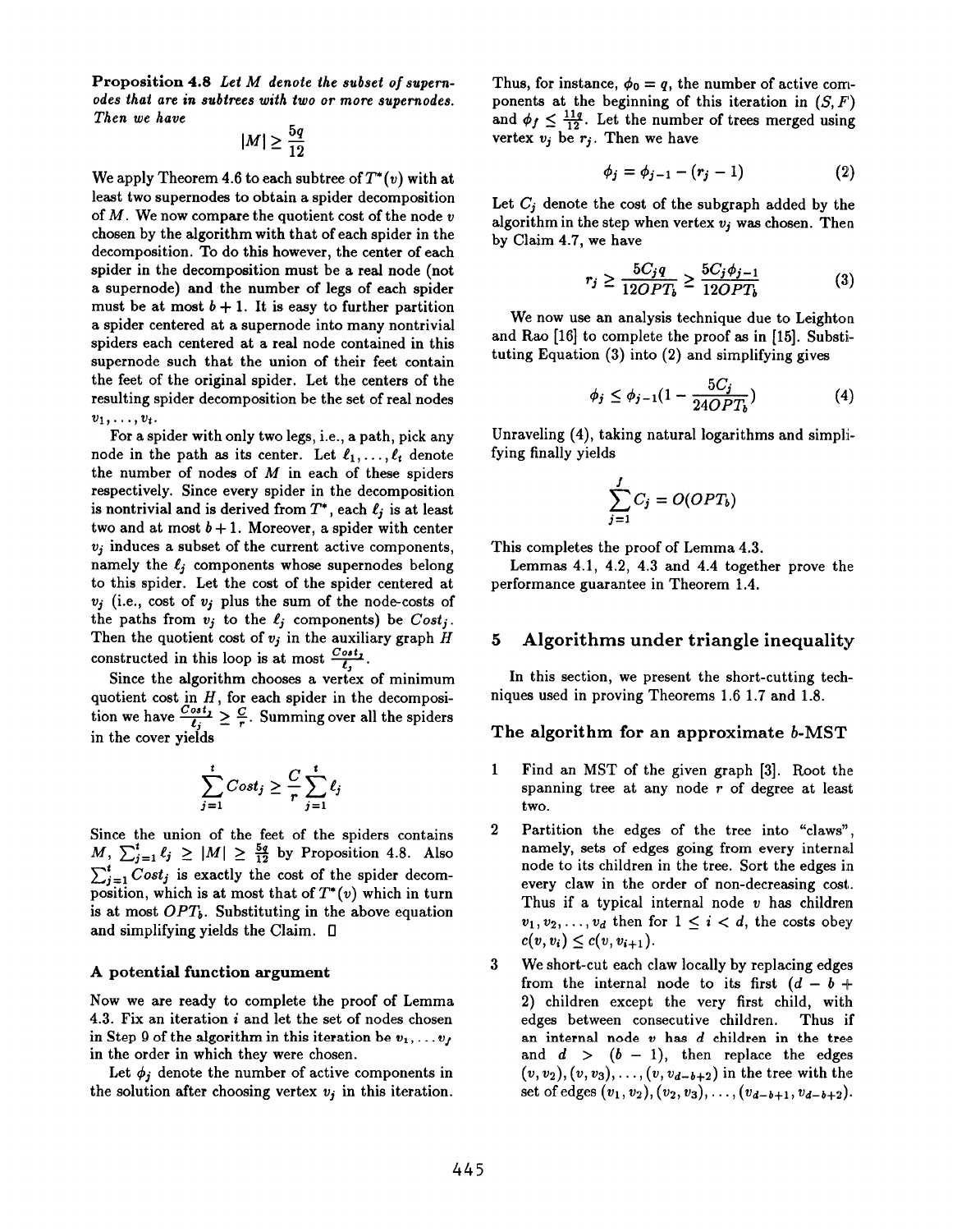**Proposition 4.8** *Let $M$ denote the subset of supernodes that are in subtrees with two or more supernodes. Then we have*

$$|M| \geq \frac{5q}{12}$$

We apply Theorem 4.6 to each subtree of $T^*(v)$ with at least two supernodes to obtain a spider decomposition of $M$. We now compare the quotient cost of the node $v$ chosen by the algorithm with that of each spider in the decomposition. To do this however, the center of each spider in the decomposition must be a real node (not a supernode) and the number of legs of each spider must be at most $b+1$. It is easy to further partition a spider centered at a supernode into many nontrivial spiders each centered at a real node contained in this supernode such that the union of their feet contain the feet of the original spider. Let the centers of the resulting spider decomposition be the set of real nodes $v_1, \ldots, v_t$.

For a spider with only two legs, i.e., a path, pick any node in the path as its center. Let $\ell_1, \ldots, \ell_t$ denote the number of nodes of $M$ in each of these spiders respectively. Since every spider in the decomposition is nontrivial and is derived from $T^*$, each $\ell_j$ is at least two and at most $b+1$. Moreover, a spider with center $v_j$ induces a subset of the current active components, namely the $\ell_j$ components whose supernodes belong to this spider. Let the cost of the spider centered at $v_j$ (i.e., cost of $v_j$ plus the sum of the node-costs of the paths from $v_j$ to the $\ell_j$ components) be $Cost_j$. Then the quotient cost of $v_j$ in the auxiliary graph $H$ constructed in this loop is at most $\frac{Cost_j}{\ell_j}$.

Since the algorithm chooses a vertex of minimum quotient cost in $H$, for each spider in the decomposition we have $\frac{Cost_j}{\ell_j} \geq \frac{C}{r}$. Summing over all the spiders in the cover yields

$$\sum_{j=1}^{t} Cost_j \geq \frac{C}{r} \sum_{j=1}^{t} \ell_j$$

Since the union of the feet of the spiders contains $M$, $\sum_{j=1}^{t} \ell_j \geq |M| \geq \frac{5q}{12}$ by Proposition 4.8. Also $\sum_{j=1}^{t} Cost_j$ is exactly the cost of the spider decomposition, which is at most that of $T^*(v)$ which in turn is at most $OPT_b$. Substituting in the above equation and simplifying yields the Claim. □

### A potential function argument

Now we are ready to complete the proof of Lemma 4.3. Fix an iteration $i$ and let the set of nodes chosen in Step 9 of the algorithm in this iteration be $v_1, \ldots v_f$ in the order in which they were chosen.

Let $\phi_j$ denote the number of active components in the solution after choosing vertex $v_j$ in this iteration. Thus, for instance, $\phi_0 = q$, the number of active components at the beginning of this iteration in $(S, F)$ and $\phi_f \leq \frac{11q}{12}$. Let the number of trees merged using vertex $v_j$ be $r_j$. Then we have

$$\phi_j = \phi_{j-1} - (r_j - 1) \tag{2}$$

Let $C_j$ denote the cost of the subgraph added by the algorithm in the step when vertex $v_j$ was chosen. Then by Claim 4.7, we have

$$r_j \geq \frac{5C_j q}{12 OPT_b} \geq \frac{5C_j \phi_{j-1}}{12 OPT_b} \tag{3}$$

We now use an analysis technique due to Leighton and Rao [16] to complete the proof as in [15]. Substituting Equation (3) into (2) and simplifying gives

$$\phi_j \leq \phi_{j-1}\left(1 - \frac{5C_j}{24 OPT_b}\right) \tag{4}$$

Unraveling (4), taking natural logarithms and simplifying finally yields

$$\sum_{j=1}^{f} C_j = O(OPT_b)$$

This completes the proof of Lemma 4.3.

Lemmas 4.1, 4.2, 4.3 and 4.4 together prove the performance guarantee in Theorem 1.4.

## 5 Algorithms under triangle inequality

In this section, we present the short-cutting techniques used in proving Theorems 1.6 1.7 and 1.8.

### The algorithm for an approximate $b$-MST

1. Find an MST of the given graph [3]. Root the spanning tree at any node $r$ of degree at least two.
2. Partition the edges of the tree into "claws", namely, sets of edges going from every internal node to its children in the tree. Sort the edges in every claw in the order of non-decreasing cost. Thus if a typical internal node $v$ has children $v_1, v_2, \ldots, v_d$ then for $1 \leq i < d$, the costs obey $c(v, v_i) \leq c(v, v_{i+1})$.
3. We short-cut each claw locally by replacing edges from the internal node to its first $(d - b + 2)$ children except the very first child, with edges between consecutive children. Thus if an internal node $v$ has $d$ children in the tree and $d > (b-1)$, then replace the edges $(v, v_2), (v, v_3), \ldots, (v, v_{d-b+2})$ in the tree with the set of edges $(v_1, v_2), (v_2, v_3), \ldots, (v_{d-b+1}, v_{d-b+2})$.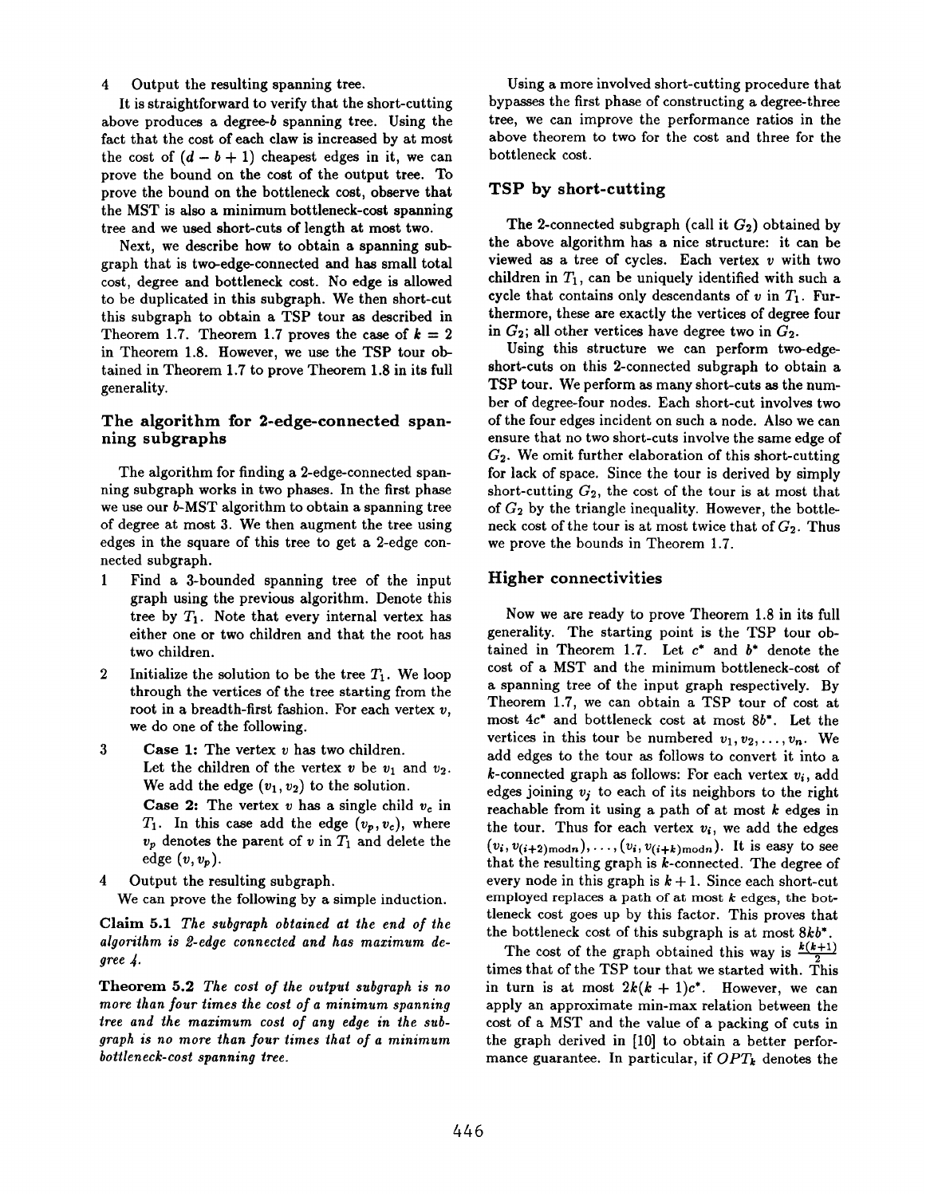4 Output the resulting spanning tree.

It is straightforward to verify that the short-cutting above produces a degree-$b$ spanning tree. Using the fact that the cost of each claw is increased by at most the cost of $(d - b + 1)$ cheapest edges in it, we can prove the bound on the cost of the output tree. To prove the bound on the bottleneck cost, observe that the MST is also a minimum bottleneck-cost spanning tree and we used short-cuts of length at most two.

Next, we describe how to obtain a spanning subgraph that is two-edge-connected and has small total cost, degree and bottleneck cost. No edge is allowed to be duplicated in this subgraph. We then short-cut this subgraph to obtain a TSP tour as described in Theorem 1.7. Theorem 1.7 proves the case of $k = 2$ in Theorem 1.8. However, we use the TSP tour obtained in Theorem 1.7 to prove Theorem 1.8 in its full generality.

### The algorithm for 2-edge-connected spanning subgraphs

The algorithm for finding a 2-edge-connected spanning subgraph works in two phases. In the first phase we use our $b$-MST algorithm to obtain a spanning tree of degree at most 3. We then augment the tree using edges in the square of this tree to get a 2-edge connected subgraph.

1 Find a 3-bounded spanning tree of the input graph using the previous algorithm. Denote this tree by $T_1$. Note that every internal vertex has either one or two children and that the root has two children.

2 Initialize the solution to be the tree $T_1$. We loop through the vertices of the tree starting from the root in a breadth-first fashion. For each vertex $v$, we do one of the following.

3 **Case 1:** The vertex $v$ has two children. Let the children of the vertex $v$ be $v_1$ and $v_2$. We add the edge $(v_1, v_2)$ to the solution.
**Case 2:** The vertex $v$ has a single child $v_c$ in $T_1$. In this case add the edge $(v_p, v_c)$, where $v_p$ denotes the parent of $v$ in $T_1$ and delete the edge $(v, v_p)$.

4 Output the resulting subgraph.

We can prove the following by a simple induction.

**Claim 5.1** *The subgraph obtained at the end of the algorithm is 2-edge connected and has maximum degree 4.*

**Theorem 5.2** *The cost of the output subgraph is no more than four times the cost of a minimum spanning tree and the maximum cost of any edge in the subgraph is no more than four times that of a minimum bottleneck-cost spanning tree.*

Using a more involved short-cutting procedure that bypasses the first phase of constructing a degree-three tree, we can improve the performance ratios in the above theorem to two for the cost and three for the bottleneck cost.

### TSP by short-cutting

The 2-connected subgraph (call it $G_2$) obtained by the above algorithm has a nice structure: it can be viewed as a tree of cycles. Each vertex $v$ with two children in $T_1$, can be uniquely identified with such a cycle that contains only descendants of $v$ in $T_1$. Furthermore, these are exactly the vertices of degree four in $G_2$; all other vertices have degree two in $G_2$.

Using this structure we can perform two-edge-short-cuts on this 2-connected subgraph to obtain a TSP tour. We perform as many short-cuts as the number of degree-four nodes. Each short-cut involves two of the four edges incident on such a node. Also we can ensure that no two short-cuts involve the same edge of $G_2$. We omit further elaboration of this short-cutting for lack of space. Since the tour is derived by simply short-cutting $G_2$, the cost of the tour is at most that of $G_2$ by the triangle inequality. However, the bottleneck cost of the tour is at most twice that of $G_2$. Thus we prove the bounds in Theorem 1.7.

### Higher connectivities

Now we are ready to prove Theorem 1.8 in its full generality. The starting point is the TSP tour obtained in Theorem 1.7. Let $c^*$ and $b^*$ denote the cost of a MST and the minimum bottleneck-cost of a spanning tree of the input graph respectively. By Theorem 1.7, we can obtain a TSP tour of cost at most $4c^*$ and bottleneck cost at most $8b^*$. Let the vertices in this tour be numbered $v_1, v_2, \ldots, v_n$. We add edges to the tour as follows to convert it into a $k$-connected graph as follows: For each vertex $v_i$, add edges joining $v_j$ to each of its neighbors to the right reachable from it using a path of at most $k$ edges in the tour. Thus for each vertex $v_i$, we add the edges $(v_i, v_{(i+2) \bmod n}), \ldots, (v_i, v_{(i+k) \bmod n})$. It is easy to see that the resulting graph is $k$-connected. The degree of every node in this graph is $k + 1$. Since each short-cut employed replaces a path of at most $k$ edges, the bottleneck cost goes up by this factor. This proves that the bottleneck cost of this subgraph is at most $8kb^*$.

The cost of the graph obtained this way is $\frac{k(k+1)}{2}$ times that of the TSP tour that we started with. This in turn is at most $2k(k + 1)c^*$. However, we can apply an approximate min-max relation between the cost of a MST and the value of a packing of cuts in the graph derived in [10] to obtain a better performance guarantee. In particular, if $OPT_k$ denotes the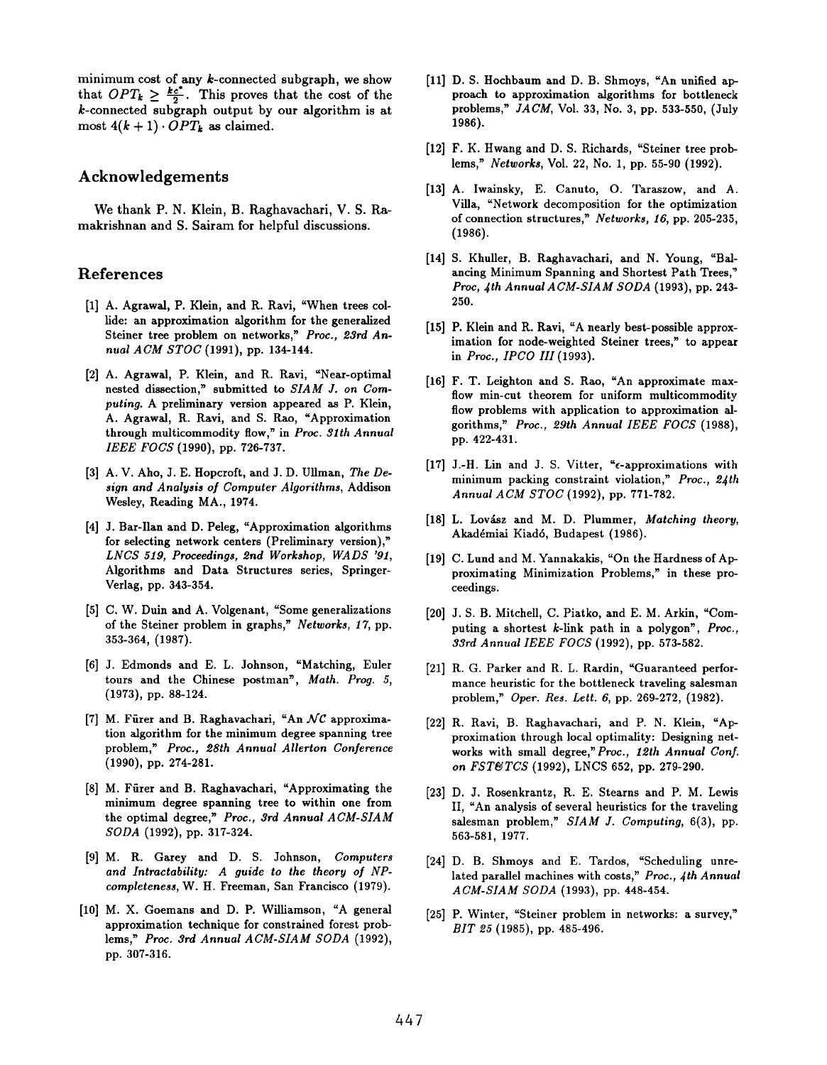minimum cost of any $k$-connected subgraph, we show that $OPT_k \geq \frac{kc^*}{2}$. This proves that the cost of the $k$-connected subgraph output by our algorithm is at most $4(k+1) \cdot OPT_k$ as claimed.

## Acknowledgements

We thank P. N. Klein, B. Raghavachari, V. S. Ramakrishnan and S. Sairam for helpful discussions.

## References

[1] A. Agrawal, P. Klein, and R. Ravi, "When trees collide: an approximation algorithm for the generalized Steiner tree problem on networks," *Proc., 23rd Annual ACM STOC* (1991), pp. 134-144.

[2] A. Agrawal, P. Klein, and R. Ravi, "Near-optimal nested dissection," submitted to *SIAM J. on Computing*. A preliminary version appeared as P. Klein, A. Agrawal, R. Ravi, and S. Rao, "Approximation through multicommodity flow," in *Proc. 31th Annual IEEE FOCS* (1990), pp. 726-737.

[3] A. V. Aho, J. E. Hopcroft, and J. D. Ullman, *The Design and Analysis of Computer Algorithms*, Addison Wesley, Reading MA., 1974.

[4] J. Bar-Ilan and D. Peleg, "Approximation algorithms for selecting network centers (Preliminary version)," *LNCS 519, Proceedings, 2nd Workshop, WADS '91*, Algorithms and Data Structures series, Springer-Verlag, pp. 343-354.

[5] C. W. Duin and A. Volgenant, "Some generalizations of the Steiner problem in graphs," *Networks, 17*, pp. 353-364, (1987).

[6] J. Edmonds and E. L. Johnson, "Matching, Euler tours and the Chinese postman", *Math. Prog. 5*, (1973), pp. 88-124.

[7] M. Fürer and B. Raghavachari, "An $\mathcal{NC}$ approximation algorithm for the minimum degree spanning tree problem," *Proc., 28th Annual Allerton Conference* (1990), pp. 274-281.

[8] M. Fürer and B. Raghavachari, "Approximating the minimum degree spanning tree to within one from the optimal degree," *Proc., 3rd Annual ACM-SIAM SODA* (1992), pp. 317-324.

[9] M. R. Garey and D. S. Johnson, *Computers and Intractability: A guide to the theory of NP-completeness*, W. H. Freeman, San Francisco (1979).

[10] M. X. Goemans and D. P. Williamson, "A general approximation technique for constrained forest problems," *Proc. 3rd Annual ACM-SIAM SODA* (1992), pp. 307-316.

[11] D. S. Hochbaum and D. B. Shmoys, "An unified approach to approximation algorithms for bottleneck problems," *JACM*, Vol. 33, No. 3, pp. 533-550, (July 1986).

[12] F. K. Hwang and D. S. Richards, "Steiner tree problems," *Networks*, Vol. 22, No. 1, pp. 55-90 (1992).

[13] A. Iwainsky, E. Canuto, O. Taraszow, and A. Villa, "Network decomposition for the optimization of connection structures," *Networks, 16*, pp. 205-235, (1986).

[14] S. Khuller, B. Raghavachari, and N. Young, "Balancing Minimum Spanning and Shortest Path Trees," *Proc, 4th Annual ACM-SIAM SODA* (1993), pp. 243-250.

[15] P. Klein and R. Ravi, "A nearly best-possible approximation for node-weighted Steiner trees," to appear in *Proc., IPCO III* (1993).

[16] F. T. Leighton and S. Rao, "An approximate max-flow min-cut theorem for uniform multicommodity flow problems with application to approximation algorithms," *Proc., 29th Annual IEEE FOCS* (1988), pp. 422-431.

[17] J.-H. Lin and J. S. Vitter, "$\epsilon$-approximations with minimum packing constraint violation," *Proc., 24th Annual ACM STOC* (1992), pp. 771-782.

[18] L. Lovász and M. D. Plummer, *Matching theory*, Akadémiai Kiadó, Budapest (1986).

[19] C. Lund and M. Yannakakis, "On the Hardness of Approximating Minimization Problems," in these proceedings.

[20] J. S. B. Mitchell, C. Piatko, and E. M. Arkin, "Computing a shortest $k$-link path in a polygon", *Proc., 33rd Annual IEEE FOCS* (1992), pp. 573-582.

[21] R. G. Parker and R. L. Rardin, "Guaranteed performance heuristic for the bottleneck traveling salesman problem," *Oper. Res. Lett. 6*, pp. 269-272, (1982).

[22] R. Ravi, B. Raghavachari, and P. N. Klein, "Approximation through local optimality: Designing networks with small degree," *Proc., 12th Annual Conf. on FST&TCS* (1992), LNCS 652, pp. 279-290.

[23] D. J. Rosenkrantz, R. E. Stearns and P. M. Lewis II, "An analysis of several heuristics for the traveling salesman problem," *SIAM J. Computing*, 6(3), pp. 563-581, 1977.

[24] D. B. Shmoys and E. Tardos, "Scheduling unrelated parallel machines with costs," *Proc., 4th Annual ACM-SIAM SODA* (1993), pp. 448-454.

[25] P. Winter, "Steiner problem in networks: a survey," *BIT 25* (1985), pp. 485-496.